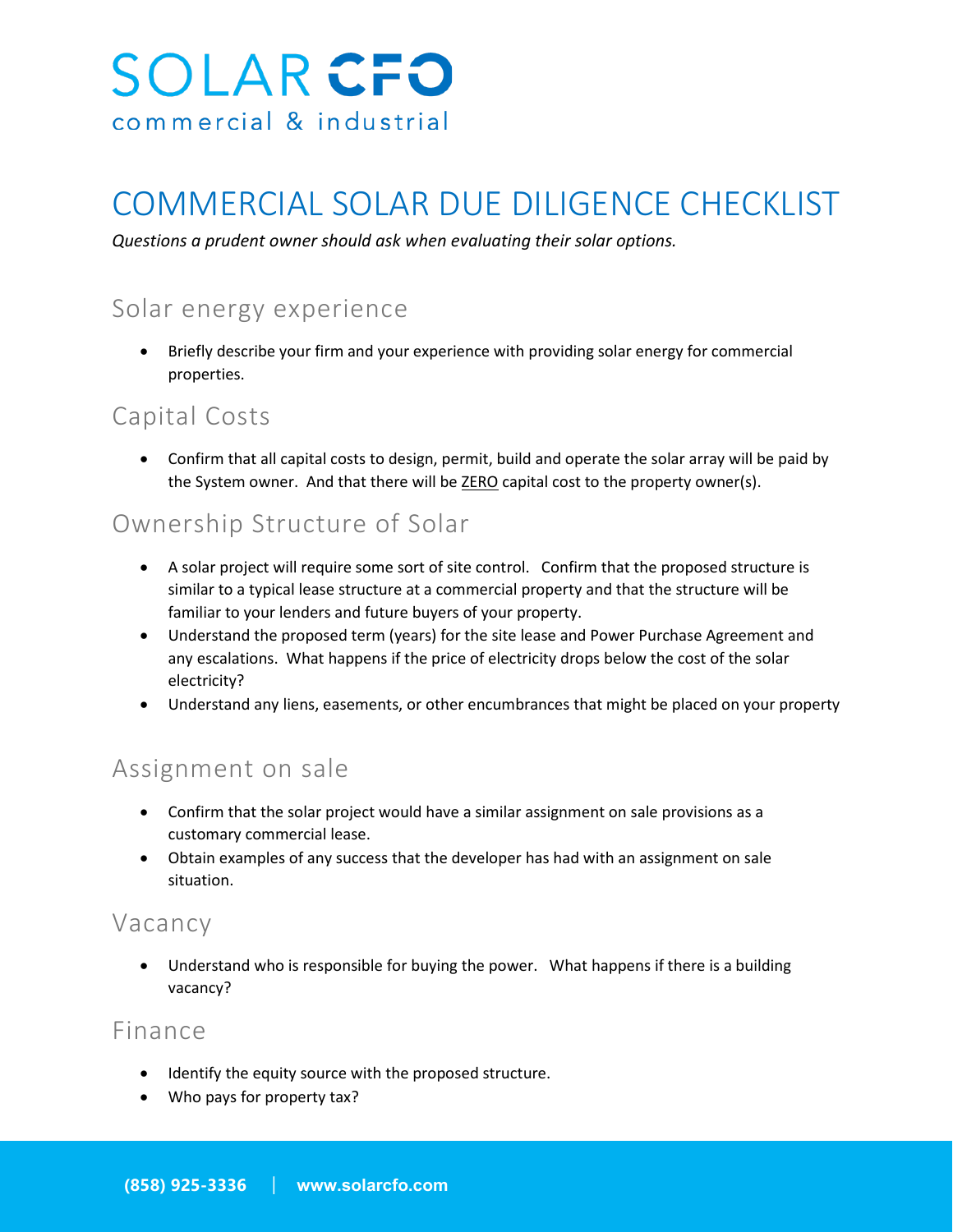# SOLAR CFO

commercial & industrial

# COMMERCIAL SOLAR DUE DILIGENCE CHECKLIST

*Questions a prudent owner should ask when evaluating their solar options.*

## Solar energy experience

- Briefly describe your firm and your experience with providing solar energy for commercial properties.

## Capital Costs

- Confirm that all capital costs to design, permit, build and operate the solar array will be paid by the System owner. And that there will be ZERO capital cost to the property owner(s).

## Ownership Structure of Solar

- A solar project will require some sort of site control. Confirm that the proposed structure is similar to a typical lease structure at a commercial property and that the structure will be familiar to your lenders and future buyers of your property.
- Understand the proposed term (years) for the site lease and Power Purchase Agreement and any escalations. What happens if the price of electricity drops below the cost of the solar electricity?
- Understand any liens, easements, or other encumbrances that might be placed on your property

## Assignment on sale

- Confirm that the solar project would have a similar assignment on sale provisions as a customary commercial lease.
- Obtain examples of any success that the developer has had with an assignment on sale situation.

## Vacancy

- Understand who is responsible for buying the power. What happens if there is a building vacancy?

## Finance

- Identify the equity source with the proposed structure.
- Who pays for property tax?

(858) 925-3336 | www.solarcfo.com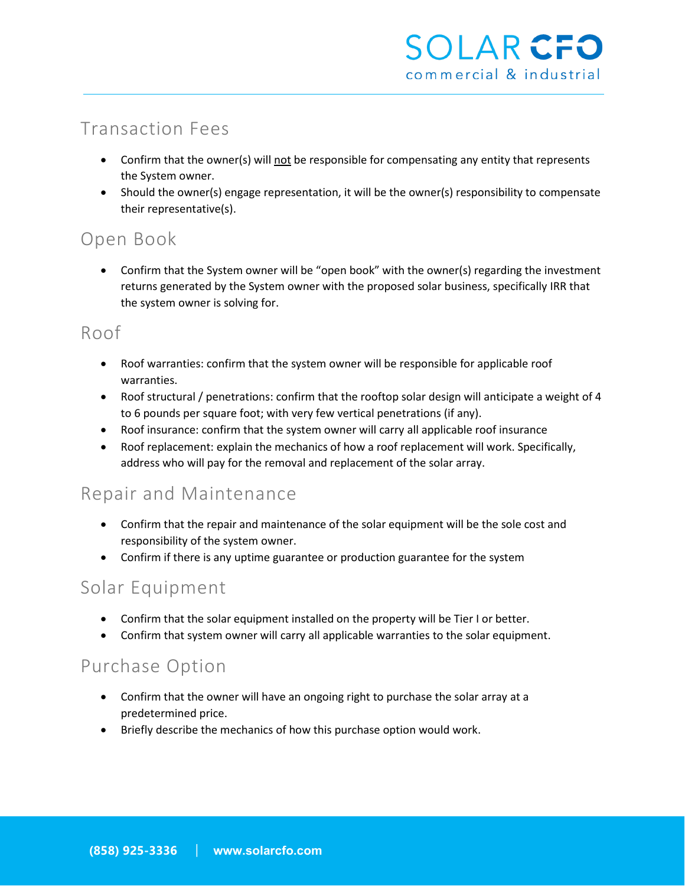## Transaction Fees

- Confirm that the owner(s) will <u>not</u> be responsible for compensating any entity that represents the System owner.
- Should the owner(s) engage representation, it will be the owner(s) responsibility to compensate their representative(s).

## Open Book

- Confirm that the System owner will be "open book" with the owner(s) regarding the investment returns generated by the System owner with the proposed solar business, specifically IRR that the system owner is solving for.

## Roof

- Roof warranties: confirm that the system owner will be responsible for applicable roof warranties.
- Roof structural / penetrations: confirm that the rooftop solar design will anticipate a weight of 4 to 6 pounds per square foot; with very few vertical penetrations (if any).
- Roof insurance: confirm that the system owner will carry all applicable roof insurance
- Roof replacement: explain the mechanics of how a roof replacement will work. Specifically, address who will pay for the removal and replacement of the solar array.

## Repair and Maintenance

- Confirm that the repair and maintenance of the solar equipment will be the sole cost and responsibility of the system owner.
- Confirm if there is any uptime guarantee or production guarantee for the system

## Solar Equipment

- Confirm that the solar equipment installed on the property will be Tier I or better.
- Confirm that system owner will carry all applicable warranties to the solar equipment.

## Purchase Option

- Confirm that the owner will have an ongoing right to purchase the solar array at a predetermined price.
- Briefly describe the mechanics of how this purchase option would work.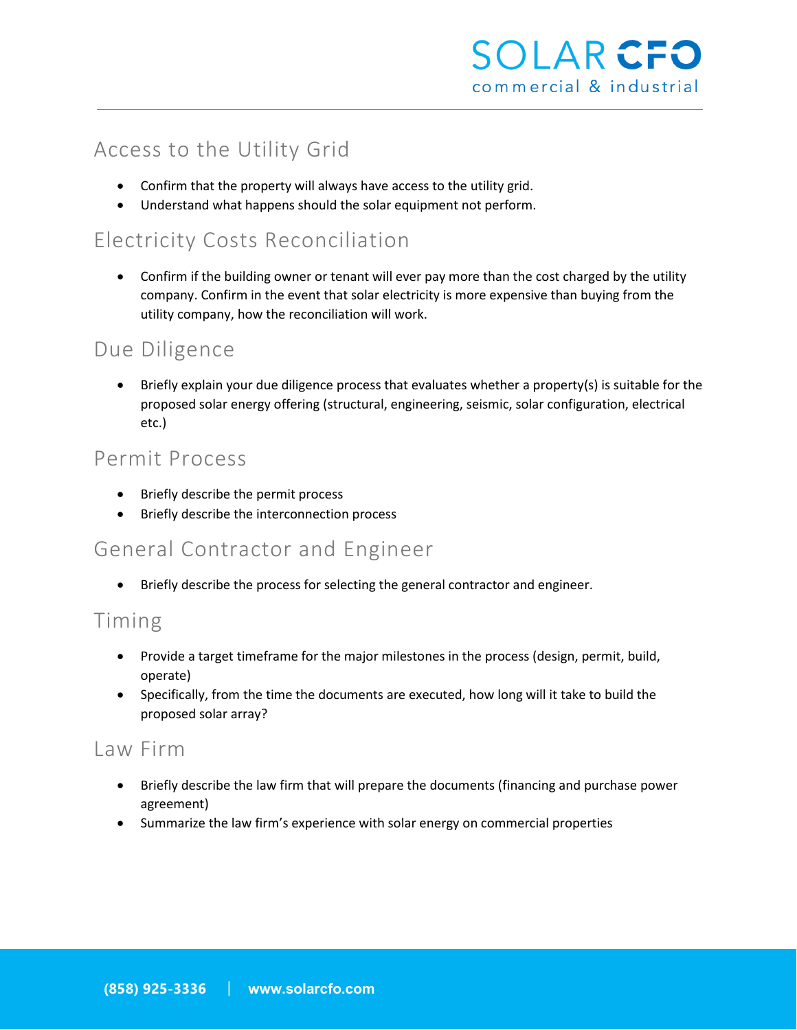## Access to the Utility Grid

- Confirm that the property will always have access to the utility grid.
- Understand what happens should the solar equipment not perform.

## Electricity Costs Reconciliation

- Confirm if the building owner or tenant will ever pay more than the cost charged by the utility company. Confirm in the event that solar electricity is more expensive than buying from the utility company, how the reconciliation will work.

## Due Diligence

- Briefly explain your due diligence process that evaluates whether a property(s) is suitable for the proposed solar energy offering (structural, engineering, seismic, solar configuration, electrical etc.)

## Permit Process

- Briefly describe the permit process
- Briefly describe the interconnection process

## General Contractor and Engineer

- Briefly describe the process for selecting the general contractor and engineer.

## Timing

- Provide a target timeframe for the major milestones in the process (design, permit, build, operate)
- Specifically, from the time the documents are executed, how long will it take to build the proposed solar array?

## Law Firm

- Briefly describe the law firm that will prepare the documents (financing and purchase power agreement)
- Summarize the law firm's experience with solar energy on commercial properties